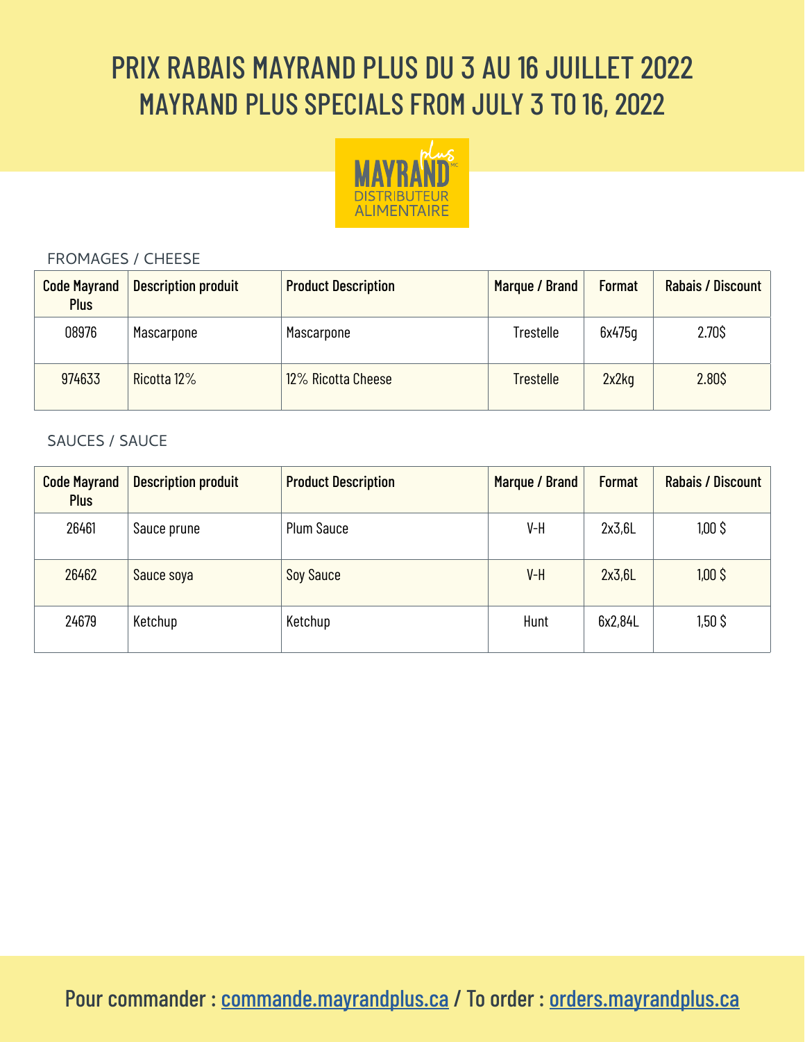# PRIX RABAIS MAYRAND PLUS DU 3 AU 16 JUILLET 2022
# MAYRAND PLUS SPECIALS FROM JULY 3 TO 16, 2022

FROMAGES / CHEESE

| Code Mayrand Plus | Description produit | Product Description | Marque / Brand | Format | Rabais / Discount |
|---|---|---|---|---|---|
| 08976 | Mascarpone | Mascarpone | Trestelle | 6x475g | 2.70$ |
| 974633 | Ricotta 12% | 12% Ricotta Cheese | Trestelle | 2x2kg | 2.80$ |

SAUCES / SAUCE

| Code Mayrand Plus | Description produit | Product Description | Marque / Brand | Format | Rabais / Discount |
|---|---|---|---|---|---|
| 26461 | Sauce prune | Plum Sauce | V-H | 2x3,6L | 1,00 $ |
| 26462 | Sauce soya | Soy Sauce | V-H | 2x3,6L | 1,00 $ |
| 24679 | Ketchup | Ketchup | Hunt | 6x2,84L | 1,50 $ |

**Pour commander : commande.mayrandplus.ca / To order : orders.mayrandplus.ca**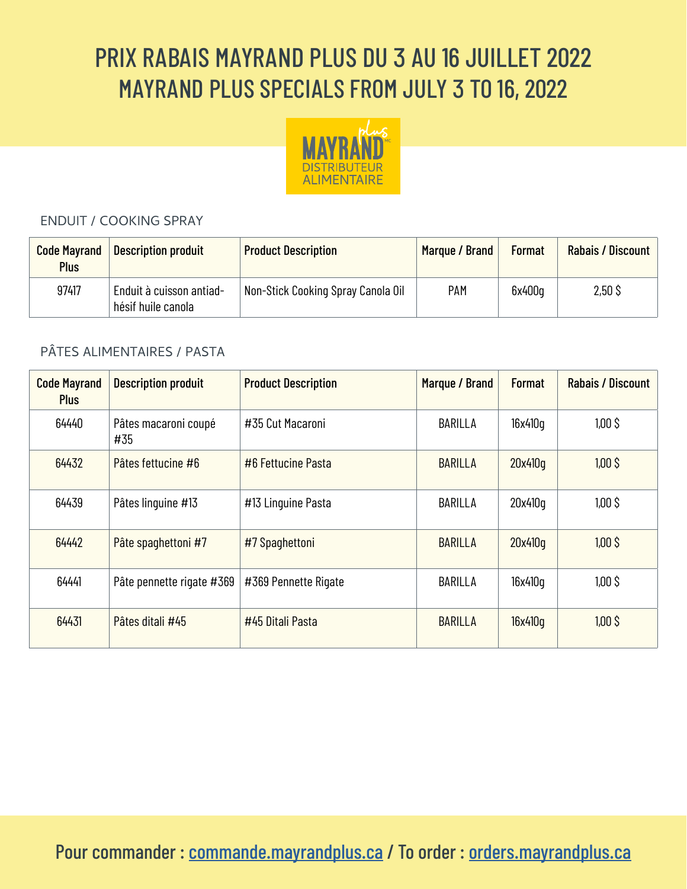# PRIX RABAIS MAYRAND PLUS DU 3 AU 16 JUILLET 2022
# MAYRAND PLUS SPECIALS FROM JULY 3 TO 16, 2022

## ENDUIT / COOKING SPRAY

| Code Mayrand Plus | Description produit | Product Description | Marque / Brand | Format | Rabais / Discount |
|---|---|---|---|---|---|
| 97417 | Enduit à cuisson antiadhésif huile canola | Non-Stick Cooking Spray Canola Oil | PAM | 6x400g | 2,50 $ |

## PÂTES ALIMENTAIRES / PASTA

| Code Mayrand Plus | Description produit | Product Description | Marque / Brand | Format | Rabais / Discount |
|---|---|---|---|---|---|
| 64440 | Pâtes macaroni coupé #35 | #35 Cut Macaroni | BARILLA | 16x410g | 1,00 $ |
| 64432 | Pâtes fettucine #6 | #6 Fettucine Pasta | BARILLA | 20x410g | 1,00 $ |
| 64439 | Pâtes linguine #13 | #13 Linguine Pasta | BARILLA | 20x410g | 1,00 $ |
| 64442 | Pâte spaghettoni #7 | #7 Spaghettoni | BARILLA | 20x410g | 1,00 $ |
| 64441 | Pâte pennette rigate #369 | #369 Pennette Rigate | BARILLA | 16x410g | 1,00 $ |
| 64431 | Pâtes ditali #45 | #45 Ditali Pasta | BARILLA | 16x410g | 1,00 $ |

**Pour commander : commande.mayrandplus.ca / To order : orders.mayrandplus.ca**